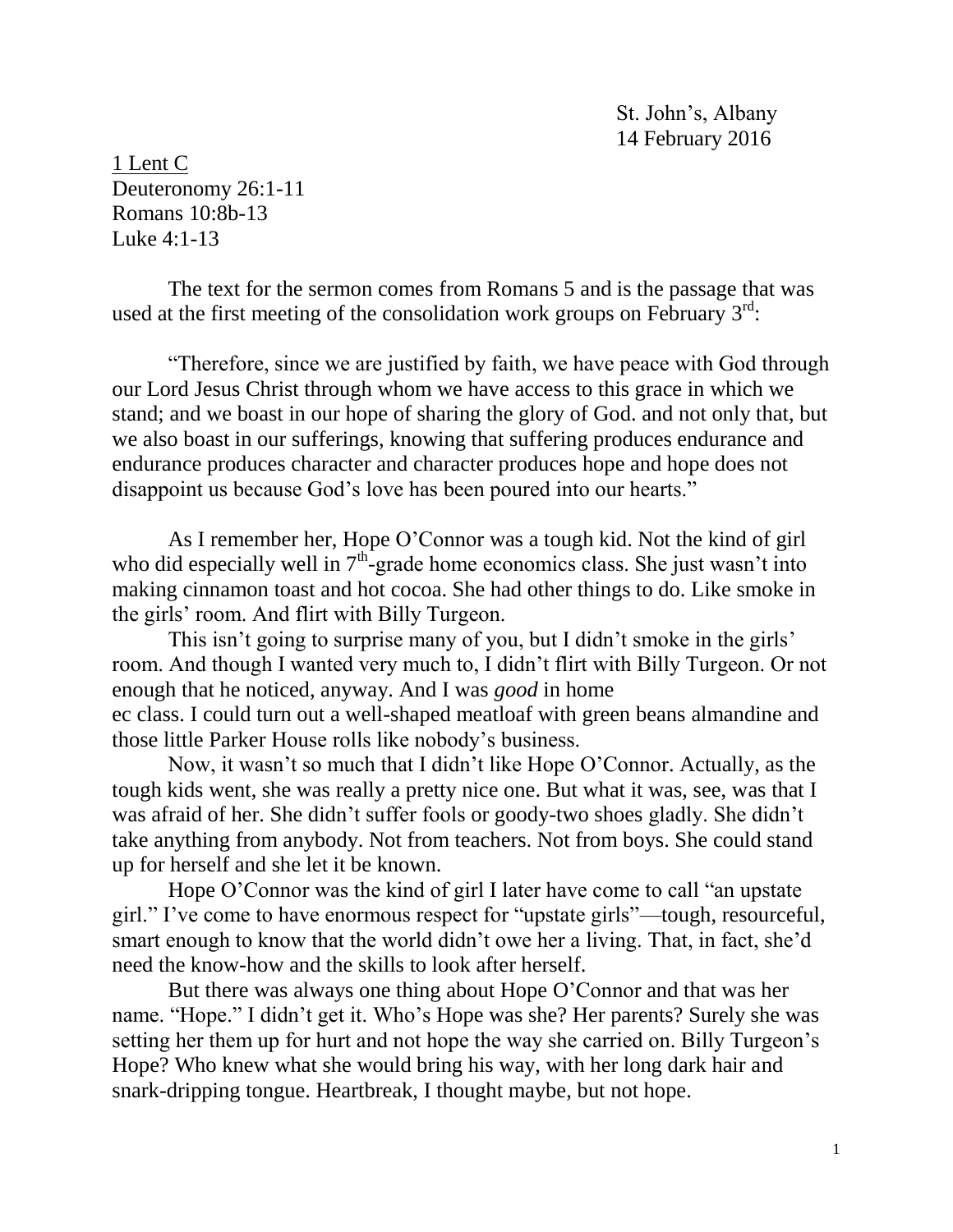St. John's, Albany
14 February 2016

<u>1 Lent C</u>
Deuteronomy 26:1-11
Romans 10:8b-13
Luke 4:1-13

The text for the sermon comes from Romans 5 and is the passage that was used at the first meeting of the consolidation work groups on February 3rd:

"Therefore, since we are justified by faith, we have peace with God through our Lord Jesus Christ through whom we have access to this grace in which we stand; and we boast in our hope of sharing the glory of God. and not only that, but we also boast in our sufferings, knowing that suffering produces endurance and endurance produces character and character produces hope and hope does not disappoint us because God's love has been poured into our hearts."

As I remember her, Hope O'Connor was a tough kid. Not the kind of girl who did especially well in 7th-grade home economics class. She just wasn't into making cinnamon toast and hot cocoa. She had other things to do. Like smoke in the girls' room. And flirt with Billy Turgeon.

This isn't going to surprise many of you, but I didn't smoke in the girls' room. And though I wanted very much to, I didn't flirt with Billy Turgeon. Or not enough that he noticed, anyway. And I was *good* in home ec class. I could turn out a well-shaped meatloaf with green beans almandine and those little Parker House rolls like nobody's business.

Now, it wasn't so much that I didn't like Hope O'Connor. Actually, as the tough kids went, she was really a pretty nice one. But what it was, see, was that I was afraid of her. She didn't suffer fools or goody-two shoes gladly. She didn't take anything from anybody. Not from teachers. Not from boys. She could stand up for herself and she let it be known.

Hope O'Connor was the kind of girl I later have come to call "an upstate girl." I've come to have enormous respect for "upstate girls"—tough, resourceful, smart enough to know that the world didn't owe her a living. That, in fact, she'd need the know-how and the skills to look after herself.

But there was always one thing about Hope O'Connor and that was her name. "Hope." I didn't get it. Who's Hope was she? Her parents? Surely she was setting her them up for hurt and not hope the way she carried on. Billy Turgeon's Hope? Who knew what she would bring his way, with her long dark hair and snark-dripping tongue. Heartbreak, I thought maybe, but not hope.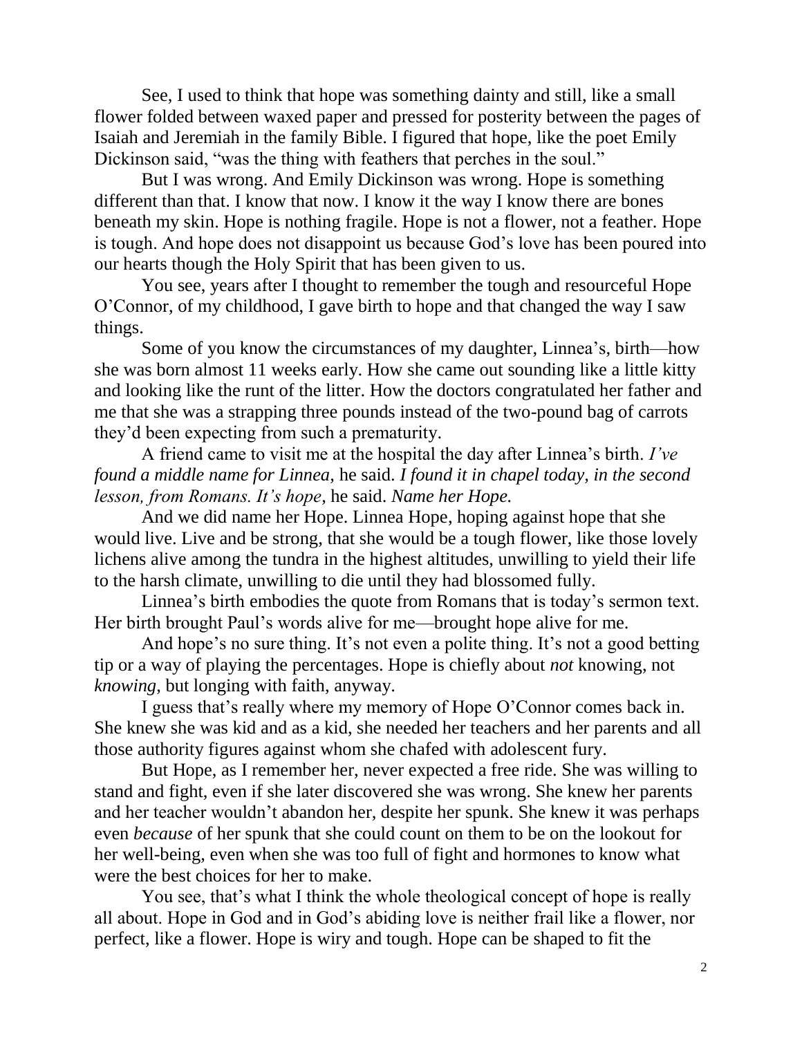See, I used to think that hope was something dainty and still, like a small flower folded between waxed paper and pressed for posterity between the pages of Isaiah and Jeremiah in the family Bible. I figured that hope, like the poet Emily Dickinson said, "was the thing with feathers that perches in the soul."

But I was wrong. And Emily Dickinson was wrong. Hope is something different than that. I know that now. I know it the way I know there are bones beneath my skin. Hope is nothing fragile. Hope is not a flower, not a feather. Hope is tough. And hope does not disappoint us because God's love has been poured into our hearts though the Holy Spirit that has been given to us.

You see, years after I thought to remember the tough and resourceful Hope O'Connor, of my childhood, I gave birth to hope and that changed the way I saw things.

Some of you know the circumstances of my daughter, Linnea's, birth—how she was born almost 11 weeks early. How she came out sounding like a little kitty and looking like the runt of the litter. How the doctors congratulated her father and me that she was a strapping three pounds instead of the two-pound bag of carrots they'd been expecting from such a prematurity.

A friend came to visit me at the hospital the day after Linnea's birth. *I've found a middle name for Linnea,* he said. *I found it in chapel today, in the second lesson, from Romans. It's hope*, he said. *Name her Hope.*

And we did name her Hope. Linnea Hope, hoping against hope that she would live. Live and be strong, that she would be a tough flower, like those lovely lichens alive among the tundra in the highest altitudes, unwilling to yield their life to the harsh climate, unwilling to die until they had blossomed fully.

Linnea's birth embodies the quote from Romans that is today's sermon text. Her birth brought Paul's words alive for me—brought hope alive for me.

And hope's no sure thing. It's not even a polite thing. It's not a good betting tip or a way of playing the percentages. Hope is chiefly about *not* knowing, not *knowing*, but longing with faith, anyway.

I guess that's really where my memory of Hope O'Connor comes back in. She knew she was kid and as a kid, she needed her teachers and her parents and all those authority figures against whom she chafed with adolescent fury.

But Hope, as I remember her, never expected a free ride. She was willing to stand and fight, even if she later discovered she was wrong. She knew her parents and her teacher wouldn't abandon her, despite her spunk. She knew it was perhaps even *because* of her spunk that she could count on them to be on the lookout for her well-being, even when she was too full of fight and hormones to know what were the best choices for her to make.

You see, that's what I think the whole theological concept of hope is really all about. Hope in God and in God's abiding love is neither frail like a flower, nor perfect, like a flower. Hope is wiry and tough. Hope can be shaped to fit the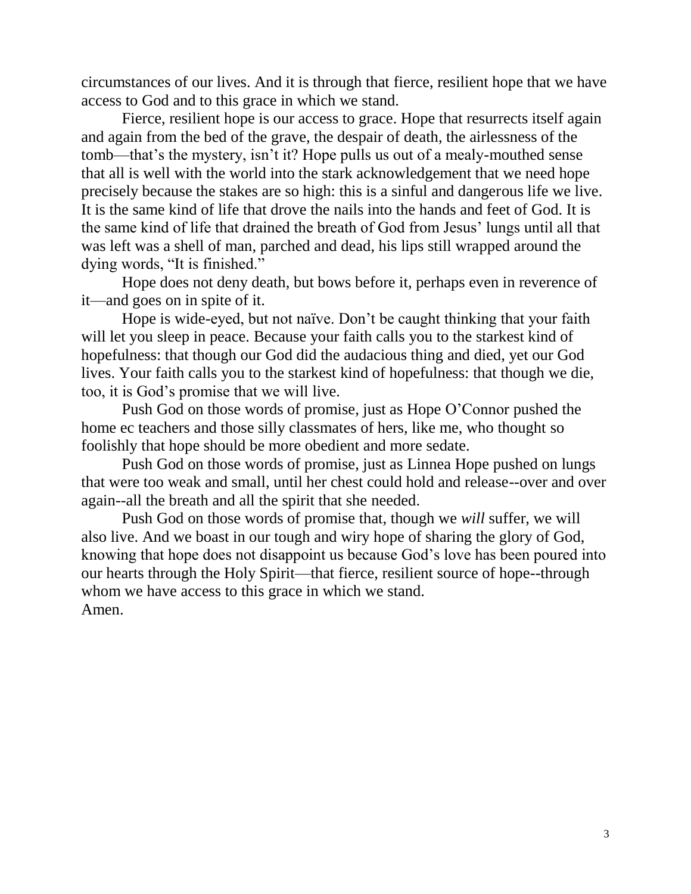circumstances of our lives. And it is through that fierce, resilient hope that we have access to God and to this grace in which we stand.

Fierce, resilient hope is our access to grace. Hope that resurrects itself again and again from the bed of the grave, the despair of death, the airlessness of the tomb—that's the mystery, isn't it? Hope pulls us out of a mealy-mouthed sense that all is well with the world into the stark acknowledgement that we need hope precisely because the stakes are so high: this is a sinful and dangerous life we live. It is the same kind of life that drove the nails into the hands and feet of God. It is the same kind of life that drained the breath of God from Jesus' lungs until all that was left was a shell of man, parched and dead, his lips still wrapped around the dying words, "It is finished."

Hope does not deny death, but bows before it, perhaps even in reverence of it—and goes on in spite of it.

Hope is wide-eyed, but not naïve. Don't be caught thinking that your faith will let you sleep in peace. Because your faith calls you to the starkest kind of hopefulness: that though our God did the audacious thing and died, yet our God lives. Your faith calls you to the starkest kind of hopefulness: that though we die, too, it is God's promise that we will live.

Push God on those words of promise, just as Hope O'Connor pushed the home ec teachers and those silly classmates of hers, like me, who thought so foolishly that hope should be more obedient and more sedate.

Push God on those words of promise, just as Linnea Hope pushed on lungs that were too weak and small, until her chest could hold and release--over and over again--all the breath and all the spirit that she needed.

Push God on those words of promise that, though we *will* suffer, we will also live. And we boast in our tough and wiry hope of sharing the glory of God, knowing that hope does not disappoint us because God's love has been poured into our hearts through the Holy Spirit—that fierce, resilient source of hope--through whom we have access to this grace in which we stand.
Amen.